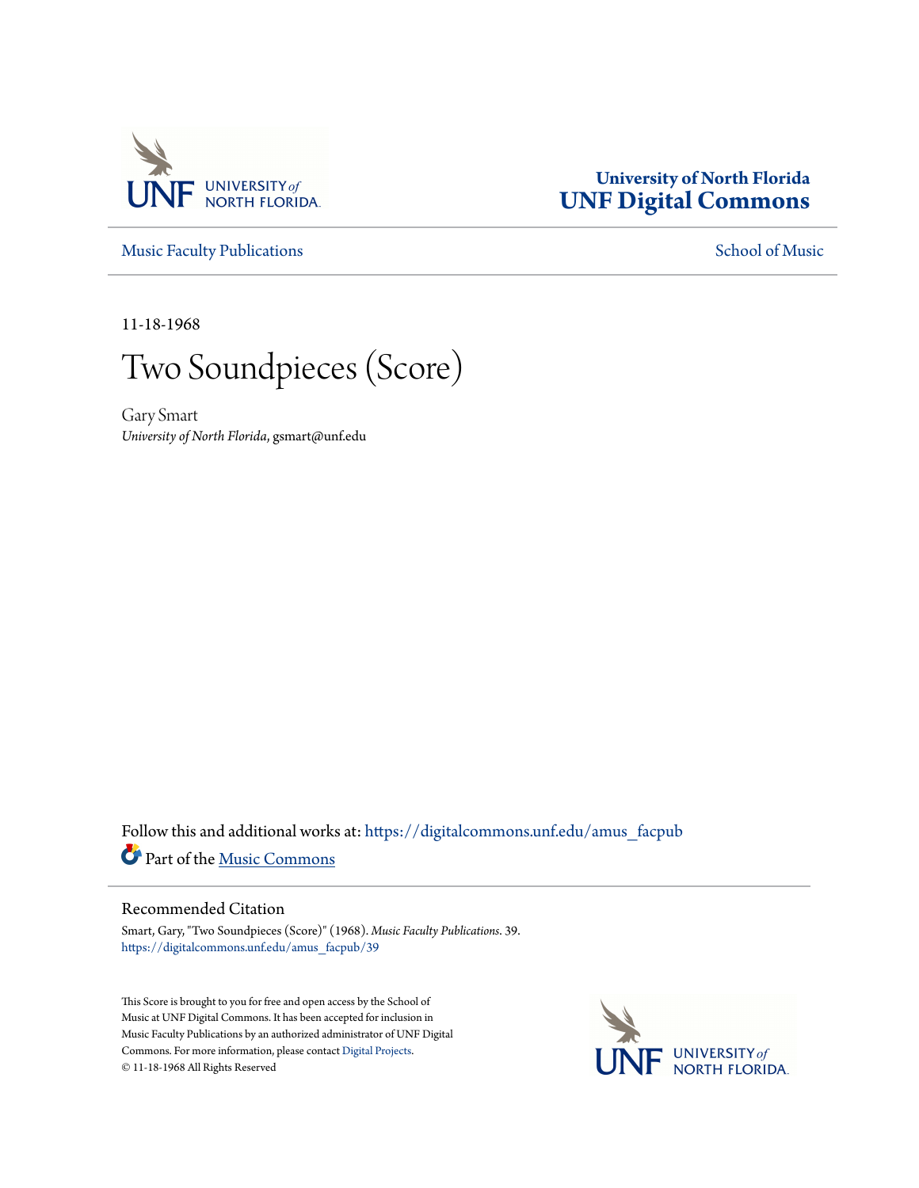University of North Florida
**UNF Digital Commons**

Music Faculty Publications

School of Music

11-18-1968

# Two Soundpieces (Score)

Gary Smart
*University of North Florida*, gsmart@unf.edu

Follow this and additional works at: https://digitalcommons.unf.edu/amus_facpub

Part of the Music Commons

## Recommended Citation

Smart, Gary, "Two Soundpieces (Score)" (1968). *Music Faculty Publications*. 39.
https://digitalcommons.unf.edu/amus_facpub/39

This Score is brought to you for free and open access by the School of Music at UNF Digital Commons. It has been accepted for inclusion in Music Faculty Publications by an authorized administrator of UNF Digital Commons. For more information, please contact Digital Projects.
© 11-18-1968 All Rights Reserved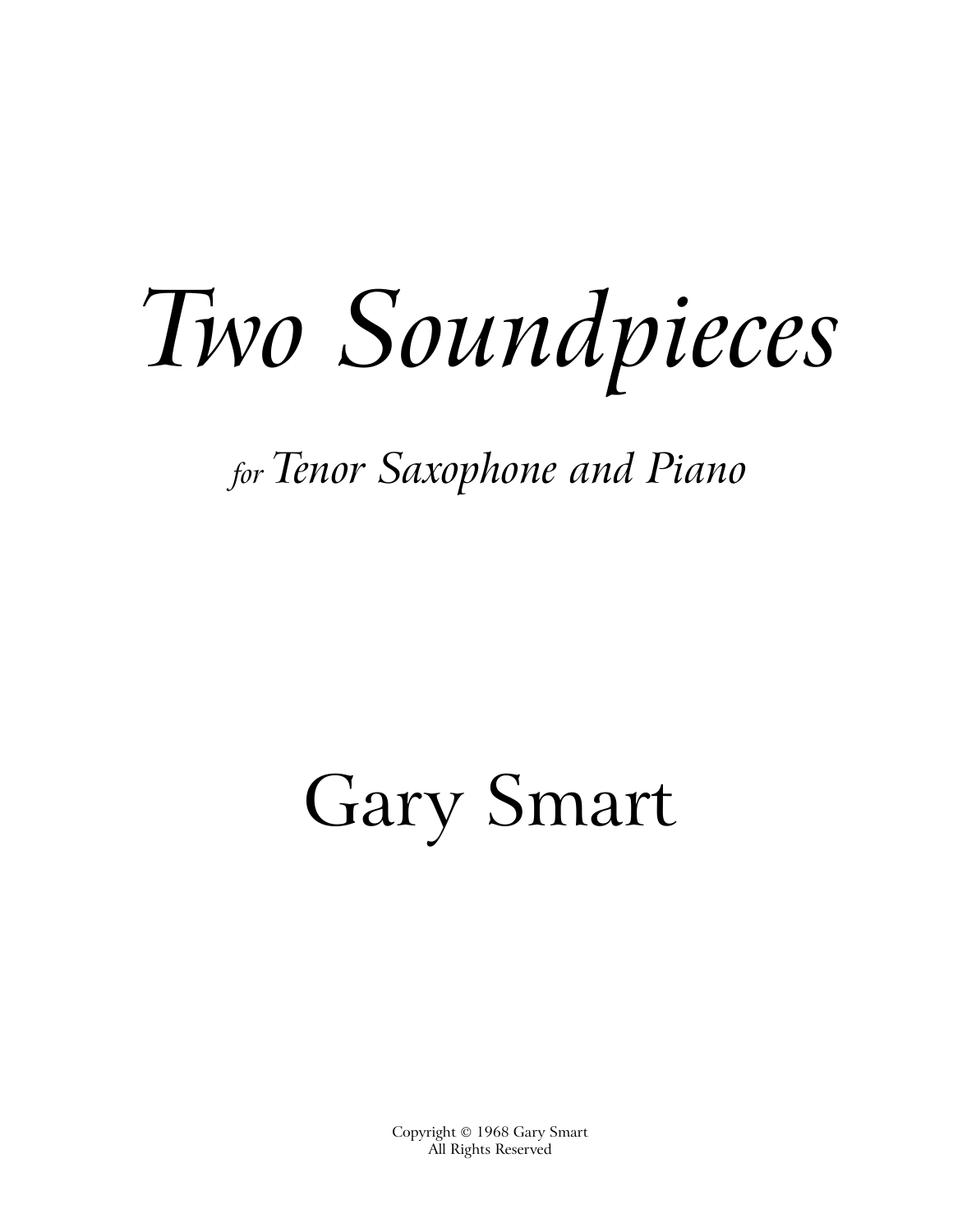# *Two Soundpieces*

*for Tenor Saxophone and Piano*

## Gary Smart

Copyright © 1968 Gary Smart
All Rights Reserved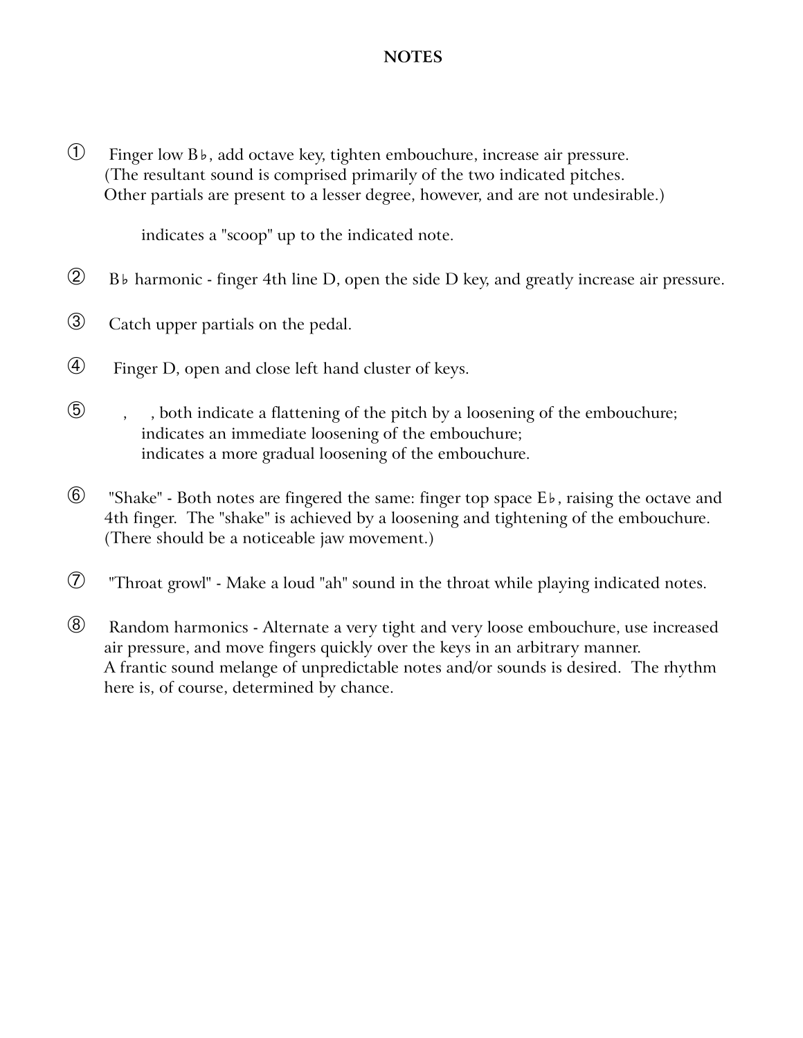**NOTES**

① Finger low B♭, add octave key, tighten embouchure, increase air pressure. (The resultant sound is comprised primarily of the two indicated pitches. Other partials are present to a lesser degree, however, and are not undesirable.)

indicates a "scoop" up to the indicated note.

② B♭ harmonic - finger 4th line D, open the side D key, and greatly increase air pressure.

③ Catch upper partials on the pedal.

④ Finger D, open and close left hand cluster of keys.

⑤ , , both indicate a flattening of the pitch by a loosening of the embouchure; indicates an immediate loosening of the embouchure; indicates a more gradual loosening of the embouchure.

⑥ "Shake" - Both notes are fingered the same: finger top space E♭, raising the octave and 4th finger. The "shake" is achieved by a loosening and tightening of the embouchure. (There should be a noticeable jaw movement.)

⑦ "Throat growl" - Make a loud "ah" sound in the throat while playing indicated notes.

⑧ Random harmonics - Alternate a very tight and very loose embouchure, use increased air pressure, and move fingers quickly over the keys in an arbitrary manner. A frantic sound melange of unpredictable notes and/or sounds is desired. The rhythm here is, of course, determined by chance.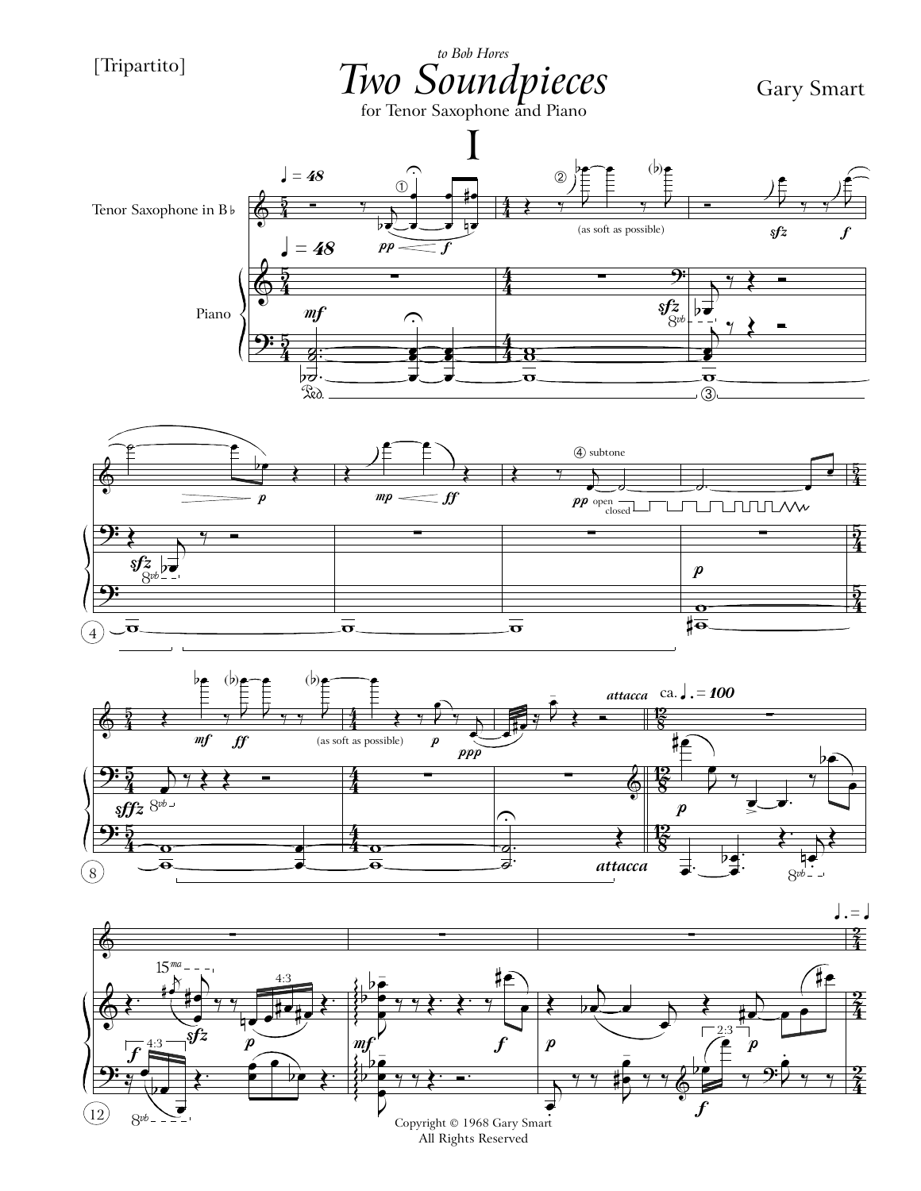[Tripartito]

*to Bob Hores*

# Two Soundpieces

for Tenor Saxophone and Piano

Gary Smart

## I

Copyright © 1968 Gary Smart
All Rights Reserved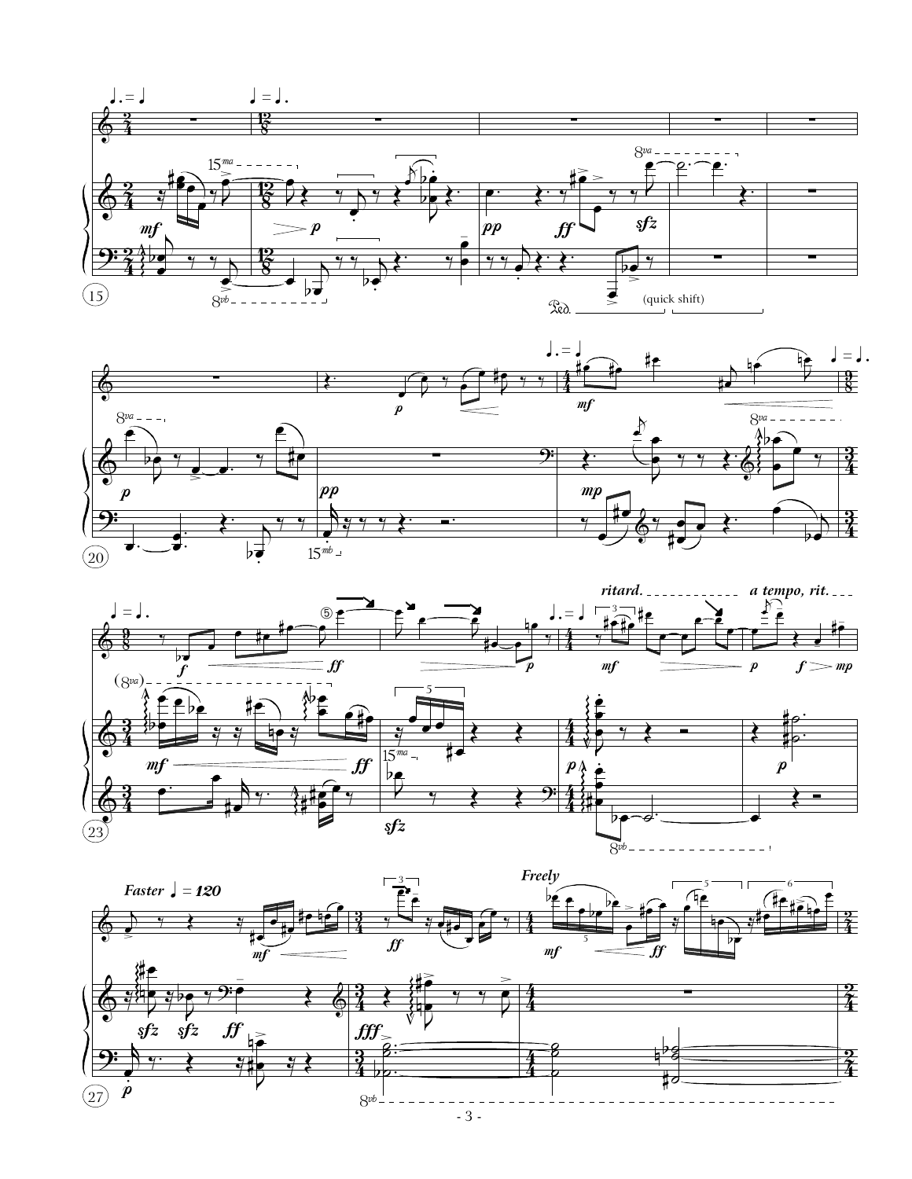*(quick shift)*

*ritard.* — *a tempo, rit.*

**Faster** ♩ = **120**

**Freely**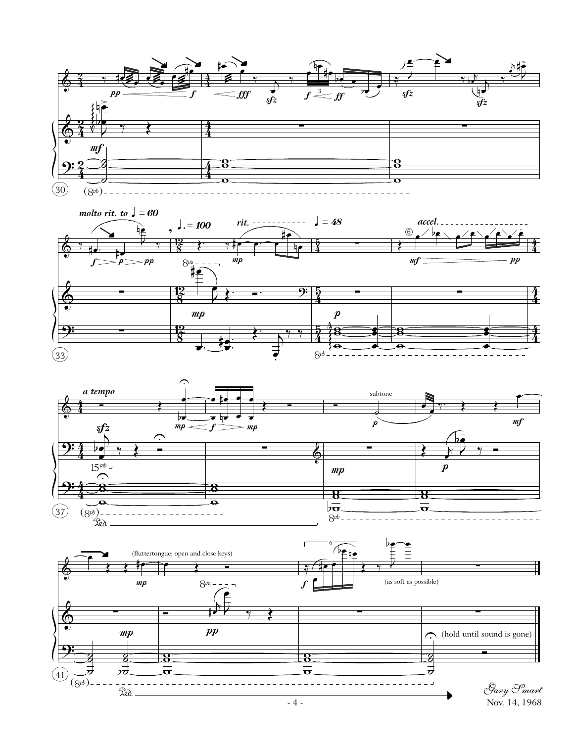Gary Smart
Nov. 14, 1968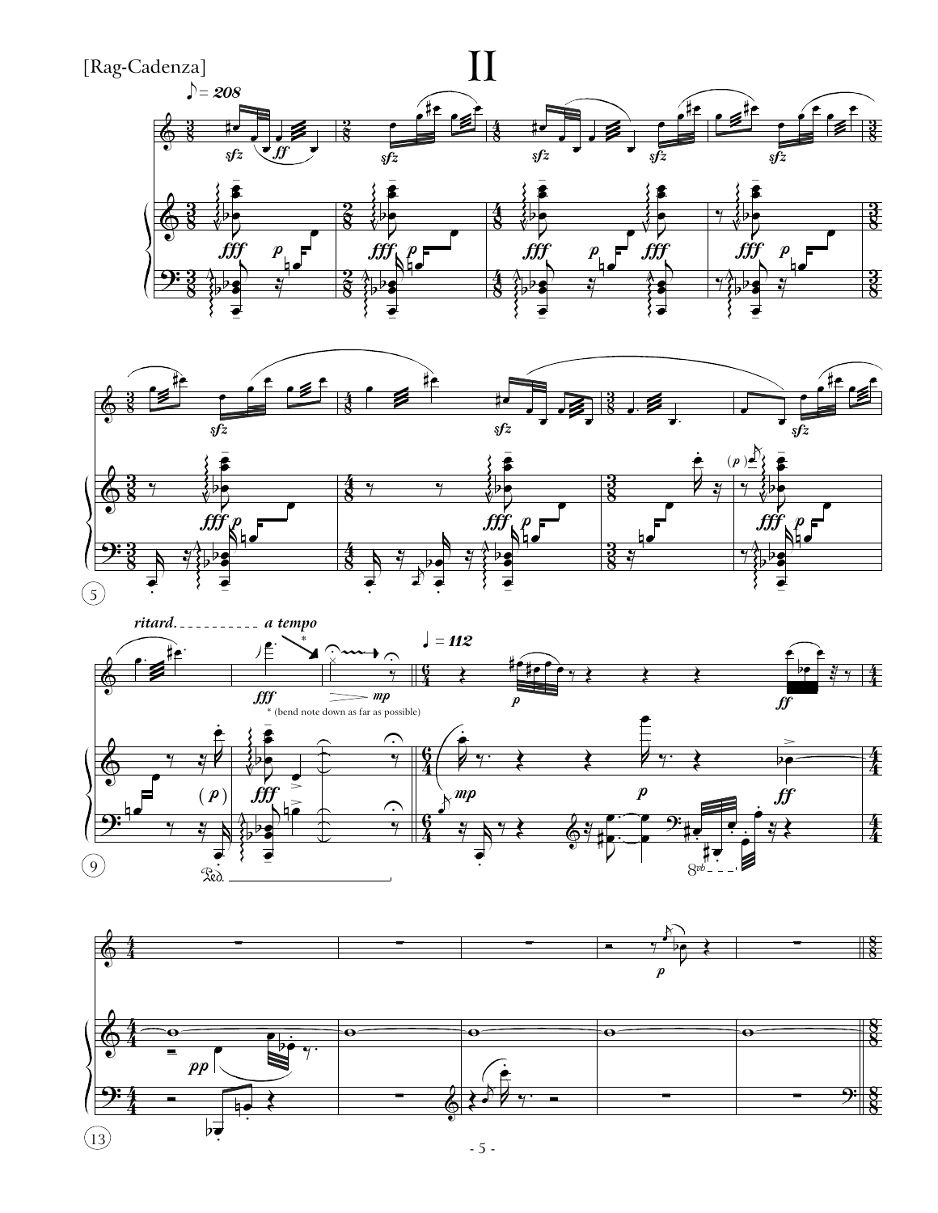[Rag-Cadenza]

# II

* (bend note down as far as possible)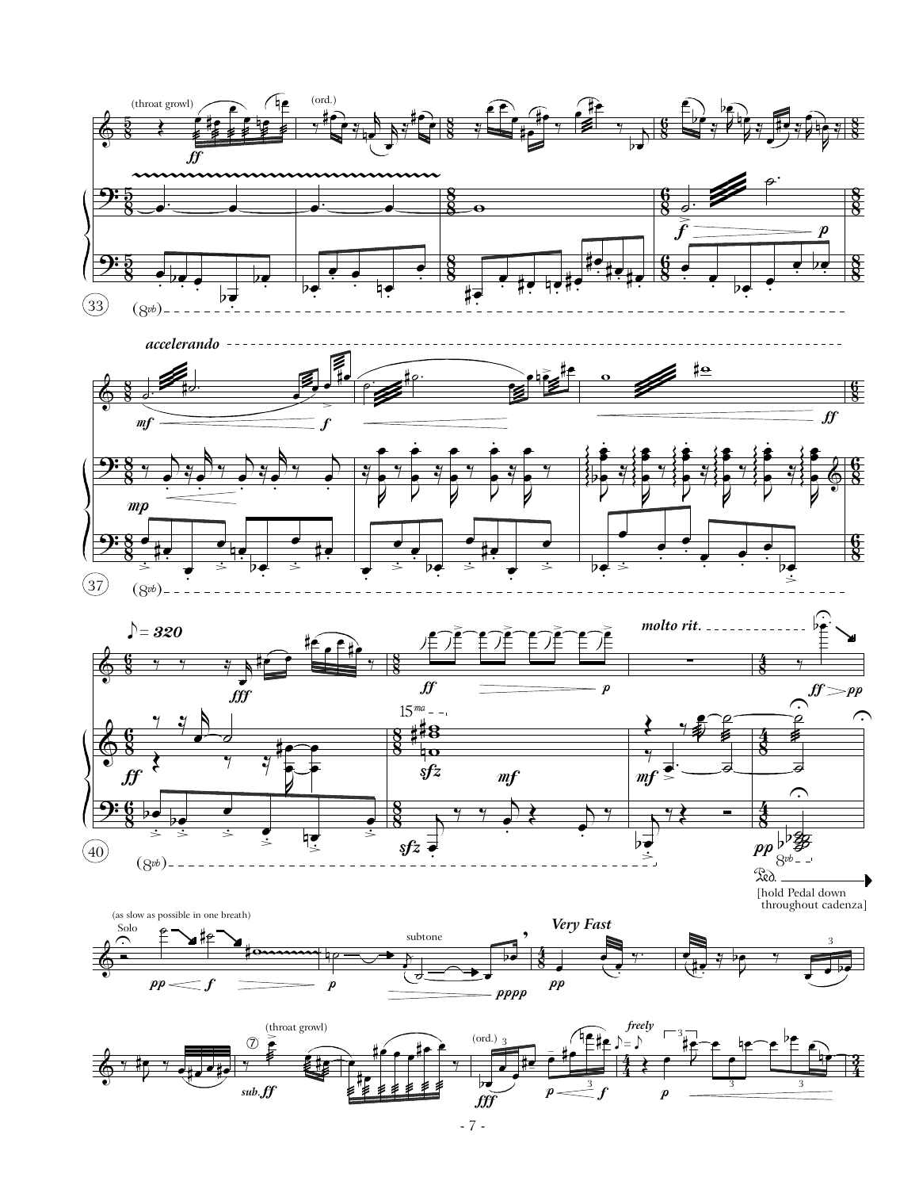(throat growl)

(ord.)

*ff*

33

(8vb)

*accelerando*

*mf*

*f*

*ff*

*mp*

37

(8vb)

♪ = 320

*fff*

*ff*

*p*

*molto rit.*

*ff* > *pp*

*ff*

15ma

*sfz*

*mf*

*mf*

*sfz*

*pp*

8vb

40

(8vb)

Ped.

[hold Pedal down throughout cadenza]

(as slow as possible in one breath)

Solo

*pp* < *f* > *p*

subtone

*pppp*

*Very Fast*

*pp*

3

(throat growl)

⑦

*sub.ff*

(ord.)

3

*fff*

*p* < *f*

3

*freely*

♪ = ♪

3

*p*

3

3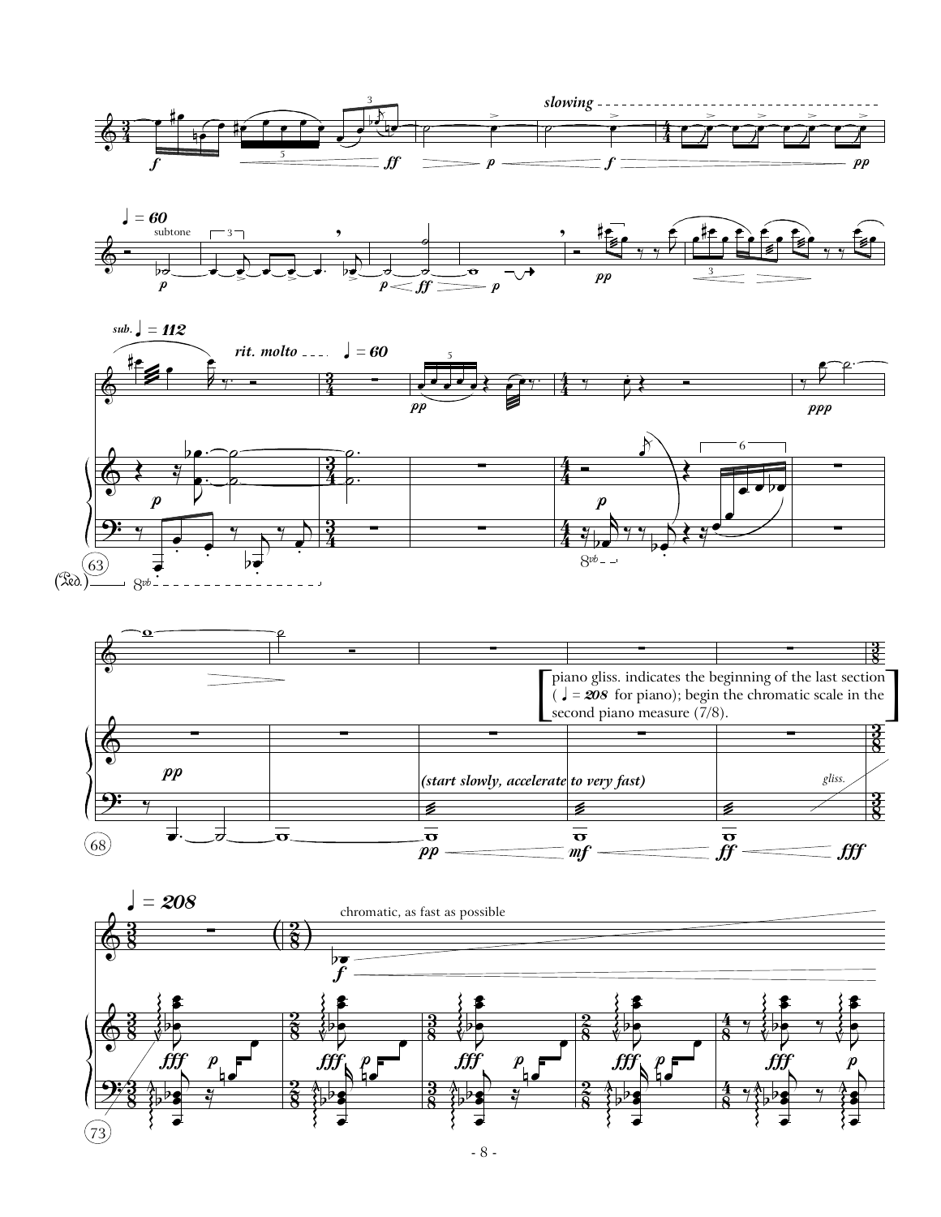piano gliss. indicates the beginning of the last section (♩ = 208 for piano); begin the chromatic scale in the second piano measure (7/8).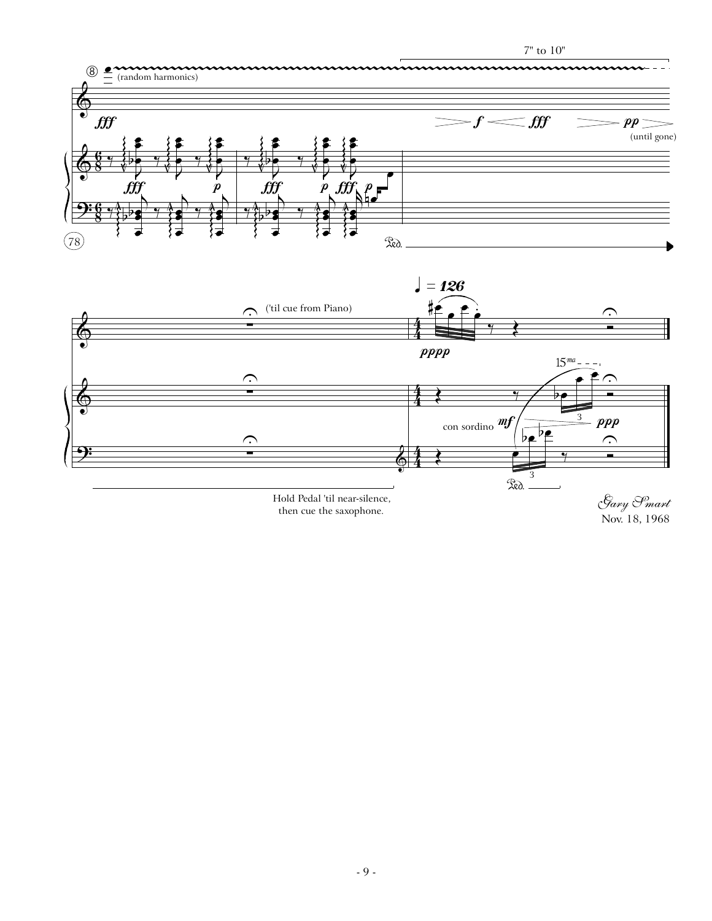7" to 10"

(random harmonics)

(until gone)

('til cue from Piano)

♩ = 126

con sordino

Hold Pedal 'til near-silence, then cue the saxophone.

*Gary Smart*
Nov. 18, 1968